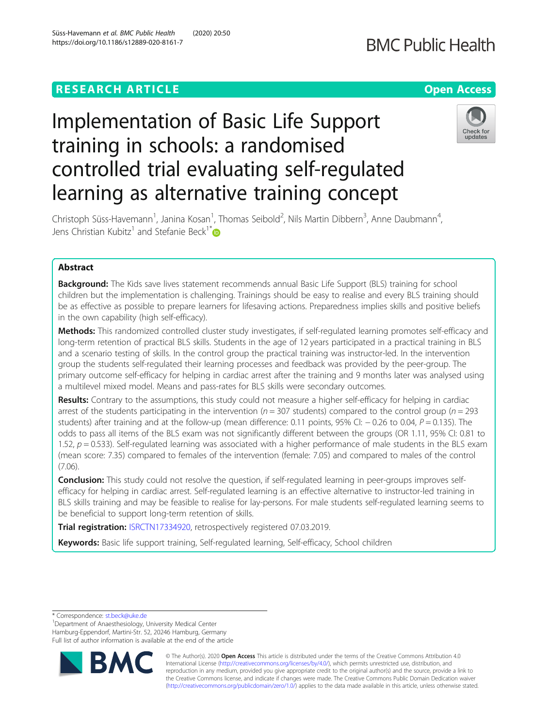RESEARCH ARTICLE

Open Access

# Implementation of Basic Life Support training in schools: a randomised controlled trial evaluating self-regulated learning as alternative training concept

Christoph Süss-Havemann[1], Janina Kosan[1], Thomas Seibold[2], Nils Martin Dibbern[3], Anne Daubmann[4], Jens Christian Kubitz[1] and Stefanie Beck[1*]

## Abstract

**Background:** The Kids save lives statement recommends annual Basic Life Support (BLS) training for school children but the implementation is challenging. Trainings should be easy to realise and every BLS training should be as effective as possible to prepare learners for lifesaving actions. Preparedness implies skills and positive beliefs in the own capability (high self-efficacy).

**Methods:** This randomized controlled cluster study investigates, if self-regulated learning promotes self-efficacy and long-term retention of practical BLS skills. Students in the age of 12 years participated in a practical training in BLS and a scenario testing of skills. In the control group the practical training was instructor-led. In the intervention group the students self-regulated their learning processes and feedback was provided by the peer-group. The primary outcome self-efficacy for helping in cardiac arrest after the training and 9 months later was analysed using a multilevel mixed model. Means and pass-rates for BLS skills were secondary outcomes.

**Results:** Contrary to the assumptions, this study could not measure a higher self-efficacy for helping in cardiac arrest of the students participating in the intervention ($n = 307$ students) compared to the control group ($n = 293$ students) after training and at the follow-up (mean difference: 0.11 points, 95% CI: − 0.26 to 0.04, $P = 0.135$). The odds to pass all items of the BLS exam was not significantly different between the groups (OR 1.11, 95% CI: 0.81 to 1.52, $p = 0.533$). Self-regulated learning was associated with a higher performance of male students in the BLS exam (mean score: 7.35) compared to females of the intervention (female: 7.05) and compared to males of the control (7.06).

**Conclusion:** This study could not resolve the question, if self-regulated learning in peer-groups improves self-efficacy for helping in cardiac arrest. Self-regulated learning is an effective alternative to instructor-led training in BLS skills training and may be feasible to realise for lay-persons. For male students self-regulated learning seems to be beneficial to support long-term retention of skills.

**Trial registration:** ISRCTN17334920, retrospectively registered 07.03.2019.

**Keywords:** Basic life support training, Self-regulated learning, Self-efficacy, School children

---

\* Correspondence: st.beck@uke.de

[1]Department of Anaesthesiology, University Medical Center Hamburg-Eppendorf, Martini-Str. 52, 20246 Hamburg, Germany

Full list of author information is available at the end of the article

© The Author(s). 2020 **Open Access** This article is distributed under the terms of the Creative Commons Attribution 4.0 International License (http://creativecommons.org/licenses/by/4.0/), which permits unrestricted use, distribution, and reproduction in any medium, provided you give appropriate credit to the original author(s) and the source, provide a link to the Creative Commons license, and indicate if changes were made. The Creative Commons Public Domain Dedication waiver (http://creativecommons.org/publicdomain/zero/1.0/) applies to the data made available in this article, unless otherwise stated.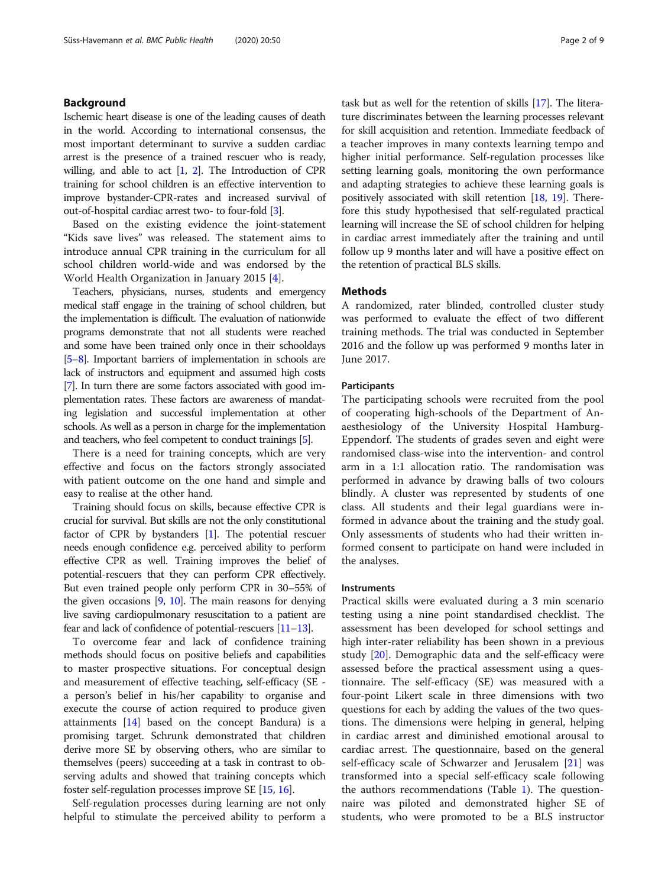## Background

Ischemic heart disease is one of the leading causes of death in the world. According to international consensus, the most important determinant to survive a sudden cardiac arrest is the presence of a trained rescuer who is ready, willing, and able to act [1, 2]. The Introduction of CPR training for school children is an effective intervention to improve bystander-CPR-rates and increased survival of out-of-hospital cardiac arrest two- to four-fold [3].

Based on the existing evidence the joint-statement "Kids save lives" was released. The statement aims to introduce annual CPR training in the curriculum for all school children world-wide and was endorsed by the World Health Organization in January 2015 [4].

Teachers, physicians, nurses, students and emergency medical staff engage in the training of school children, but the implementation is difficult. The evaluation of nationwide programs demonstrate that not all students were reached and some have been trained only once in their schooldays [5–8]. Important barriers of implementation in schools are lack of instructors and equipment and assumed high costs [7]. In turn there are some factors associated with good implementation rates. These factors are awareness of mandating legislation and successful implementation at other schools. As well as a person in charge for the implementation and teachers, who feel competent to conduct trainings [5].

There is a need for training concepts, which are very effective and focus on the factors strongly associated with patient outcome on the one hand and simple and easy to realise at the other hand.

Training should focus on skills, because effective CPR is crucial for survival. But skills are not the only constitutional factor of CPR by bystanders [1]. The potential rescuer needs enough confidence e.g. perceived ability to perform effective CPR as well. Training improves the belief of potential-rescuers that they can perform CPR effectively. But even trained people only perform CPR in 30–55% of the given occasions [9, 10]. The main reasons for denying live saving cardiopulmonary resuscitation to a patient are fear and lack of confidence of potential-rescuers [11–13].

To overcome fear and lack of confidence training methods should focus on positive beliefs and capabilities to master prospective situations. For conceptual design and measurement of effective teaching, self-efficacy (SE - a person's belief in his/her capability to organise and execute the course of action required to produce given attainments [14] based on the concept Bandura) is a promising target. Schrunk demonstrated that children derive more SE by observing others, who are similar to themselves (peers) succeeding at a task in contrast to observing adults and showed that training concepts which foster self-regulation processes improve SE [15, 16].

Self-regulation processes during learning are not only helpful to stimulate the perceived ability to perform a task but as well for the retention of skills [17]. The literature discriminates between the learning processes relevant for skill acquisition and retention. Immediate feedback of a teacher improves in many contexts learning tempo and higher initial performance. Self-regulation processes like setting learning goals, monitoring the own performance and adapting strategies to achieve these learning goals is positively associated with skill retention [18, 19]. Therefore this study hypothesised that self-regulated practical learning will increase the SE of school children for helping in cardiac arrest immediately after the training and until follow up 9 months later and will have a positive effect on the retention of practical BLS skills.

## Methods

A randomized, rater blinded, controlled cluster study was performed to evaluate the effect of two different training methods. The trial was conducted in September 2016 and the follow up was performed 9 months later in June 2017.

### Participants

The participating schools were recruited from the pool of cooperating high-schools of the Department of Anaesthesiology of the University Hospital Hamburg-Eppendorf. The students of grades seven and eight were randomised class-wise into the intervention- and control arm in a 1:1 allocation ratio. The randomisation was performed in advance by drawing balls of two colours blindly. A cluster was represented by students of one class. All students and their legal guardians were informed in advance about the training and the study goal. Only assessments of students who had their written informed consent to participate on hand were included in the analyses.

### Instruments

Practical skills were evaluated during a 3 min scenario testing using a nine point standardised checklist. The assessment has been developed for school settings and high inter-rater reliability has been shown in a previous study [20]. Demographic data and the self-efficacy were assessed before the practical assessment using a questionnaire. The self-efficacy (SE) was measured with a four-point Likert scale in three dimensions with two questions for each by adding the values of the two questions. The dimensions were helping in general, helping in cardiac arrest and diminished emotional arousal to cardiac arrest. The questionnaire, based on the general self-efficacy scale of Schwarzer and Jerusalem [21] was transformed into a special self-efficacy scale following the authors recommendations (Table 1). The questionnaire was piloted and demonstrated higher SE of students, who were promoted to be a BLS instructor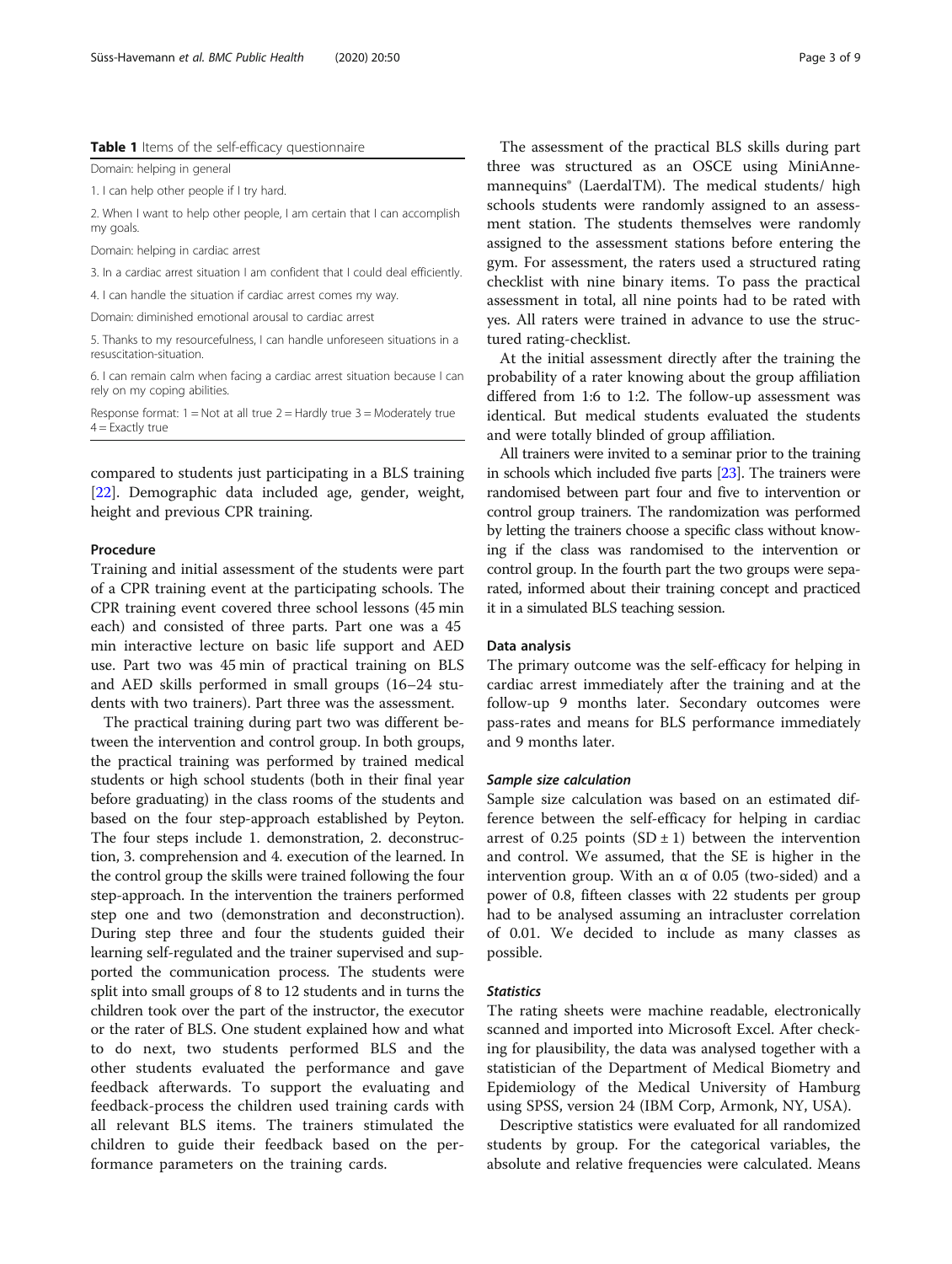**Table 1** Items of the self-efficacy questionnaire

| Domain: helping in general |
|---|
| 1. I can help other people if I try hard. |
| 2. When I want to help other people, I am certain that I can accomplish my goals. |
| Domain: helping in cardiac arrest |
| 3. In a cardiac arrest situation I am confident that I could deal efficiently. |
| 4. I can handle the situation if cardiac arrest comes my way. |
| Domain: diminished emotional arousal to cardiac arrest |
| 5. Thanks to my resourcefulness, I can handle unforeseen situations in a resuscitation-situation. |
| 6. I can remain calm when facing a cardiac arrest situation because I can rely on my coping abilities. |
| Response format: 1 = Not at all true 2 = Hardly true 3 = Moderately true 4 = Exactly true |

compared to students just participating in a BLS training [22]. Demographic data included age, gender, weight, height and previous CPR training.

## Procedure

Training and initial assessment of the students were part of a CPR training event at the participating schools. The CPR training event covered three school lessons (45 min each) and consisted of three parts. Part one was a 45 min interactive lecture on basic life support and AED use. Part two was 45 min of practical training on BLS and AED skills performed in small groups (16–24 students with two trainers). Part three was the assessment.

The practical training during part two was different between the intervention and control group. In both groups, the practical training was performed by trained medical students or high school students (both in their final year before graduating) in the class rooms of the students and based on the four step-approach established by Peyton. The four steps include 1. demonstration, 2. deconstruction, 3. comprehension and 4. execution of the learned. In the control group the skills were trained following the four step-approach. In the intervention the trainers performed step one and two (demonstration and deconstruction). During step three and four the students guided their learning self-regulated and the trainer supervised and supported the communication process. The students were split into small groups of 8 to 12 students and in turns the children took over the part of the instructor, the executor or the rater of BLS. One student explained how and what to do next, two students performed BLS and the other students evaluated the performance and gave feedback afterwards. To support the evaluating and feedback-process the children used training cards with all relevant BLS items. The trainers stimulated the children to guide their feedback based on the performance parameters on the training cards.

The assessment of the practical BLS skills during part three was structured as an OSCE using MiniAnne-mannequins® (LaerdalTM). The medical students/ high schools students were randomly assigned to an assessment station. The students themselves were randomly assigned to the assessment stations before entering the gym. For assessment, the raters used a structured rating checklist with nine binary items. To pass the practical assessment in total, all nine points had to be rated with yes. All raters were trained in advance to use the structured rating-checklist.

At the initial assessment directly after the training the probability of a rater knowing about the group affiliation differed from 1:6 to 1:2. The follow-up assessment was identical. But medical students evaluated the students and were totally blinded of group affiliation.

All trainers were invited to a seminar prior to the training in schools which included five parts [23]. The trainers were randomised between part four and five to intervention or control group trainers. The randomization was performed by letting the trainers choose a specific class without knowing if the class was randomised to the intervention or control group. In the fourth part the two groups were separated, informed about their training concept and practiced it in a simulated BLS teaching session.

## Data analysis

The primary outcome was the self-efficacy for helping in cardiac arrest immediately after the training and at the follow-up 9 months later. Secondary outcomes were pass-rates and means for BLS performance immediately and 9 months later.

### *Sample size calculation*

Sample size calculation was based on an estimated difference between the self-efficacy for helping in cardiac arrest of 0.25 points (SD ± 1) between the intervention and control. We assumed, that the SE is higher in the intervention group. With an $\alpha$ of 0.05 (two-sided) and a power of 0.8, fifteen classes with 22 students per group had to be analysed assuming an intracluster correlation of 0.01. We decided to include as many classes as possible.

### *Statistics*

The rating sheets were machine readable, electronically scanned and imported into Microsoft Excel. After checking for plausibility, the data was analysed together with a statistician of the Department of Medical Biometry and Epidemiology of the Medical University of Hamburg using SPSS, version 24 (IBM Corp, Armonk, NY, USA).

Descriptive statistics were evaluated for all randomized students by group. For the categorical variables, the absolute and relative frequencies were calculated. Means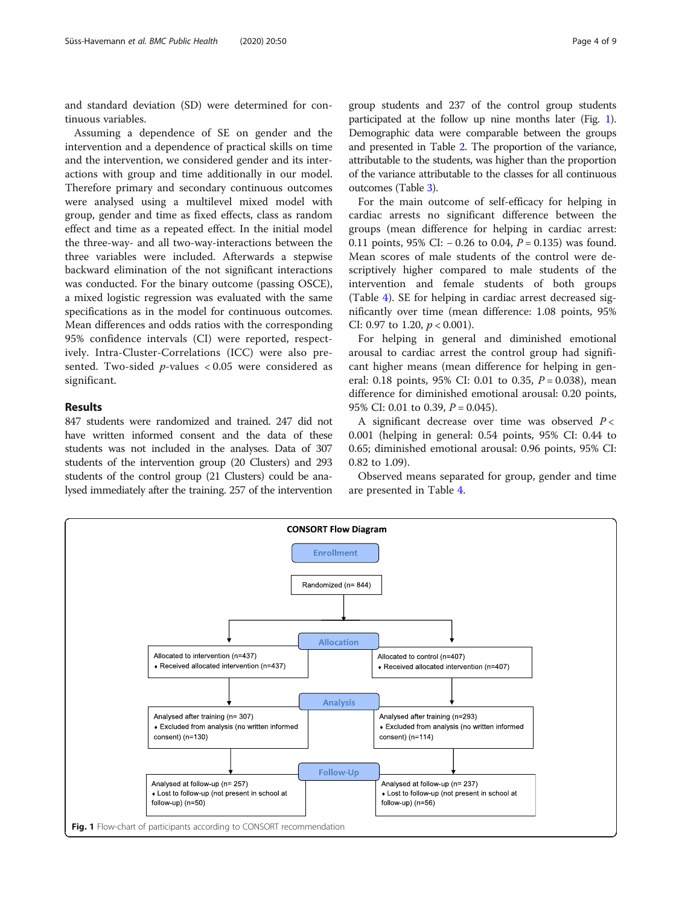and standard deviation (SD) were determined for continuous variables.

Assuming a dependence of SE on gender and the intervention and a dependence of practical skills on time and the intervention, we considered gender and its interactions with group and time additionally in our model. Therefore primary and secondary continuous outcomes were analysed using a multilevel mixed model with group, gender and time as fixed effects, class as random effect and time as a repeated effect. In the initial model the three-way- and all two-way-interactions between the three variables were included. Afterwards a stepwise backward elimination of the not significant interactions was conducted. For the binary outcome (passing OSCE), a mixed logistic regression was evaluated with the same specifications as in the model for continuous outcomes. Mean differences and odds ratios with the corresponding 95% confidence intervals (CI) were reported, respectively. Intra-Cluster-Correlations (ICC) were also presented. Two-sided $p$-values $< 0.05$ were considered as significant.

## Results

847 students were randomized and trained. 247 did not have written informed consent and the data of these students was not included in the analyses. Data of 307 students of the intervention group (20 Clusters) and 293 students of the control group (21 Clusters) could be analysed immediately after the training. 257 of the intervention group students and 237 of the control group students participated at the follow up nine months later (Fig. 1). Demographic data were comparable between the groups and presented in Table 2. The proportion of the variance, attributable to the students, was higher than the proportion of the variance attributable to the classes for all continuous outcomes (Table 3).

For the main outcome of self-efficacy for helping in cardiac arrests no significant difference between the groups (mean difference for helping in cardiac arrest: 0.11 points, 95% CI: − 0.26 to 0.04, $P = 0.135$) was found. Mean scores of male students of the control were descriptively higher compared to male students of the intervention and female students of both groups (Table 4). SE for helping in cardiac arrest decreased significantly over time (mean difference: 1.08 points, 95% CI: 0.97 to 1.20, $p < 0.001$).

For helping in general and diminished emotional arousal to cardiac arrest the control group had significant higher means (mean difference for helping in general: 0.18 points, 95% CI: 0.01 to 0.35, $P = 0.038$), mean difference for diminished emotional arousal: 0.20 points, 95% CI: 0.01 to 0.39, $P = 0.045$).

A significant decrease over time was observed $P < 0.001$ (helping in general: 0.54 points, 95% CI: 0.44 to 0.65; diminished emotional arousal: 0.96 points, 95% CI: 0.82 to 1.09).

Observed means separated for group, gender and time are presented in Table 4.

**CONSORT Flow Diagram**

**Enrollment**

Randomized (n= 844)

**Allocation**

| Intervention | Control |
|---|---|
| Allocated to intervention (n=437)<br>♦ Received allocated intervention (n=437) | Allocated to control (n=407)<br>♦ Received allocated intervention (n=407) |

**Analysis**

| Intervention | Control |
|---|---|
| Analysed after training (n= 307)<br>♦ Excluded from analysis (no written informed consent) (n=130) | Analysed after training (n=293)<br>♦ Excluded from analysis (no written informed consent) (n=114) |

**Follow-Up**

| Intervention | Control |
|---|---|
| Analysed at follow-up (n= 257)<br>♦ Lost to follow-up (not present in school at follow-up) (n=50) | Analysed at follow-up (n= 237)<br>♦ Lost to follow-up (not present in school at follow-up) (n=56) |

**Fig. 1** Flow-chart of participants according to CONSORT recommendation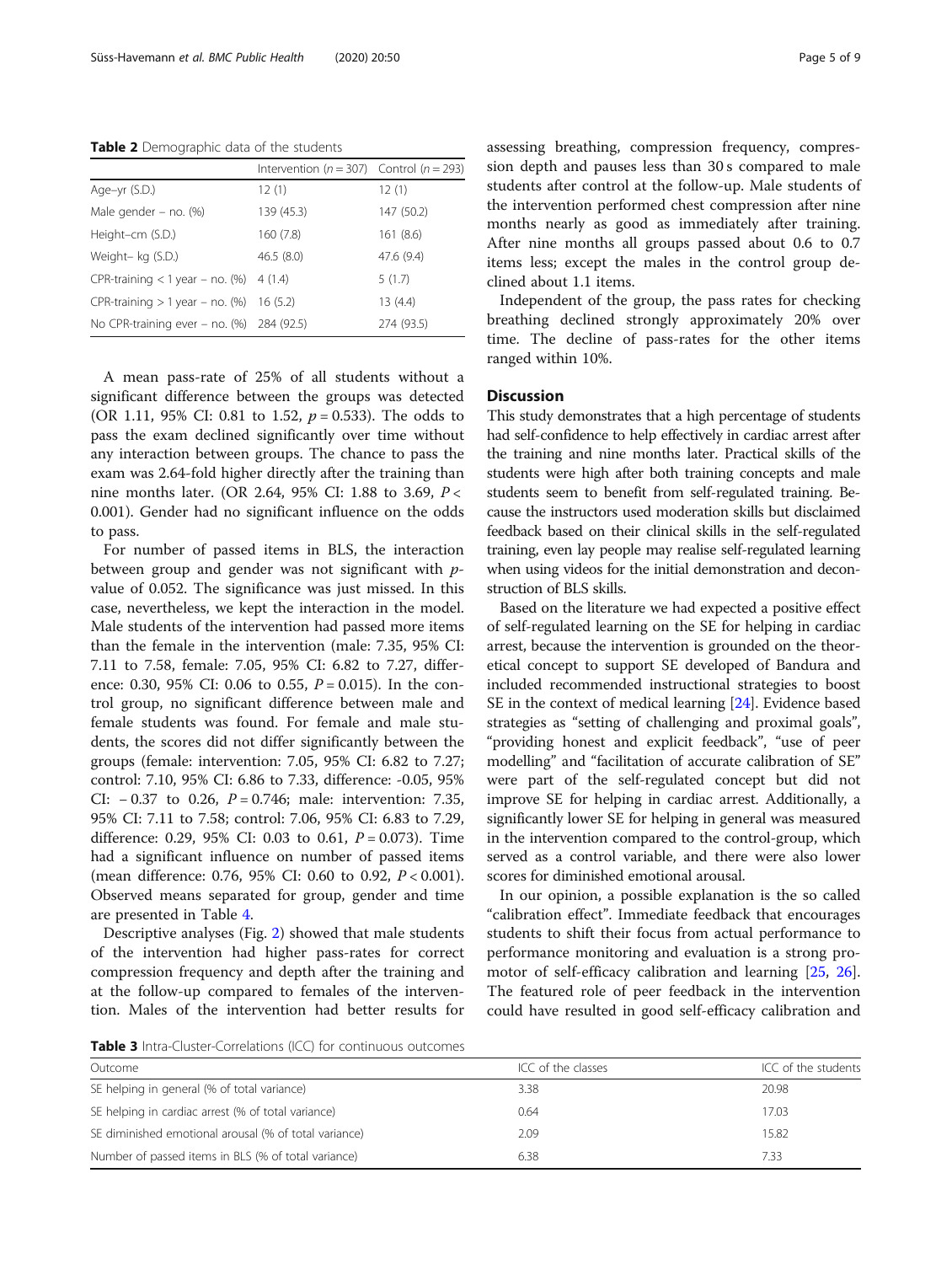**Table 2** Demographic data of the students

| | Intervention ($n = 307$) | Control ($n = 293$) |
|---|---|---|
| Age–yr (S.D.) | 12 (1) | 12 (1) |
| Male gender – no. (%) | 139 (45.3) | 147 (50.2) |
| Height–cm (S.D.) | 160 (7.8) | 161 (8.6) |
| Weight– kg (S.D.) | 46.5 (8.0) | 47.6 (9.4) |
| CPR-training < 1 year – no. (%) | 4 (1.4) | 5 (1.7) |
| CPR-training > 1 year – no. (%) | 16 (5.2) | 13 (4.4) |
| No CPR-training ever – no. (%) | 284 (92.5) | 274 (93.5) |

A mean pass-rate of 25% of all students without a significant difference between the groups was detected (OR 1.11, 95% CI: 0.81 to 1.52, $p = 0.533$). The odds to pass the exam declined significantly over time without any interaction between groups. The chance to pass the exam was 2.64-fold higher directly after the training than nine months later. (OR 2.64, 95% CI: 1.88 to 3.69, $P < 0.001$). Gender had no significant influence on the odds to pass.

For number of passed items in BLS, the interaction between group and gender was not significant with $p$-value of 0.052. The significance was just missed. In this case, nevertheless, we kept the interaction in the model. Male students of the intervention had passed more items than the female in the intervention (male: 7.35, 95% CI: 7.11 to 7.58, female: 7.05, 95% CI: 6.82 to 7.27, difference: 0.30, 95% CI: 0.06 to 0.55, $P = 0.015$). In the control group, no significant difference between male and female students was found. For female and male students, the scores did not differ significantly between the groups (female: intervention: 7.05, 95% CI: 6.82 to 7.27; control: 7.10, 95% CI: 6.86 to 7.33, difference: -0.05, 95% CI: − 0.37 to 0.26, $P = 0.746$; male: intervention: 7.35, 95% CI: 7.11 to 7.58; control: 7.06, 95% CI: 6.83 to 7.29, difference: 0.29, 95% CI: 0.03 to 0.61, $P = 0.073$). Time had a significant influence on number of passed items (mean difference: 0.76, 95% CI: 0.60 to 0.92, $P < 0.001$). Observed means separated for group, gender and time are presented in Table 4.

Descriptive analyses (Fig. 2) showed that male students of the intervention had higher pass-rates for correct compression frequency and depth after the training and at the follow-up compared to females of the intervention. Males of the intervention had better results for assessing breathing, compression frequency, compression depth and pauses less than 30 s compared to male students after control at the follow-up. Male students of the intervention performed chest compression after nine months nearly as good as immediately after training. After nine months all groups passed about 0.6 to 0.7 items less; except the males in the control group declined about 1.1 items.

Independent of the group, the pass rates for checking breathing declined strongly approximately 20% over time. The decline of pass-rates for the other items ranged within 10%.

## Discussion

This study demonstrates that a high percentage of students had self-confidence to help effectively in cardiac arrest after the training and nine months later. Practical skills of the students were high after both training concepts and male students seem to benefit from self-regulated training. Because the instructors used moderation skills but disclaimed feedback based on their clinical skills in the self-regulated training, even lay people may realise self-regulated learning when using videos for the initial demonstration and deconstruction of BLS skills.

Based on the literature we had expected a positive effect of self-regulated learning on the SE for helping in cardiac arrest, because the intervention is grounded on the theoretical concept to support SE developed of Bandura and included recommended instructional strategies to boost SE in the context of medical learning [24]. Evidence based strategies as "setting of challenging and proximal goals", "providing honest and explicit feedback", "use of peer modelling" and "facilitation of accurate calibration of SE" were part of the self-regulated concept but did not improve SE for helping in cardiac arrest. Additionally, a significantly lower SE for helping in general was measured in the intervention compared to the control-group, which served as a control variable, and there were also lower scores for diminished emotional arousal.

In our opinion, a possible explanation is the so called "calibration effect". Immediate feedback that encourages students to shift their focus from actual performance to performance monitoring and evaluation is a strong promoter of self-efficacy calibration and learning [25, 26]. The featured role of peer feedback in the intervention could have resulted in good self-efficacy calibration and

**Table 3** Intra-Cluster-Correlations (ICC) for continuous outcomes

| Outcome | ICC of the classes | ICC of the students |
|---|---|---|
| SE helping in general (% of total variance) | 3.38 | 20.98 |
| SE helping in cardiac arrest (% of total variance) | 0.64 | 17.03 |
| SE diminished emotional arousal (% of total variance) | 2.09 | 15.82 |
| Number of passed items in BLS (% of total variance) | 6.38 | 7.33 |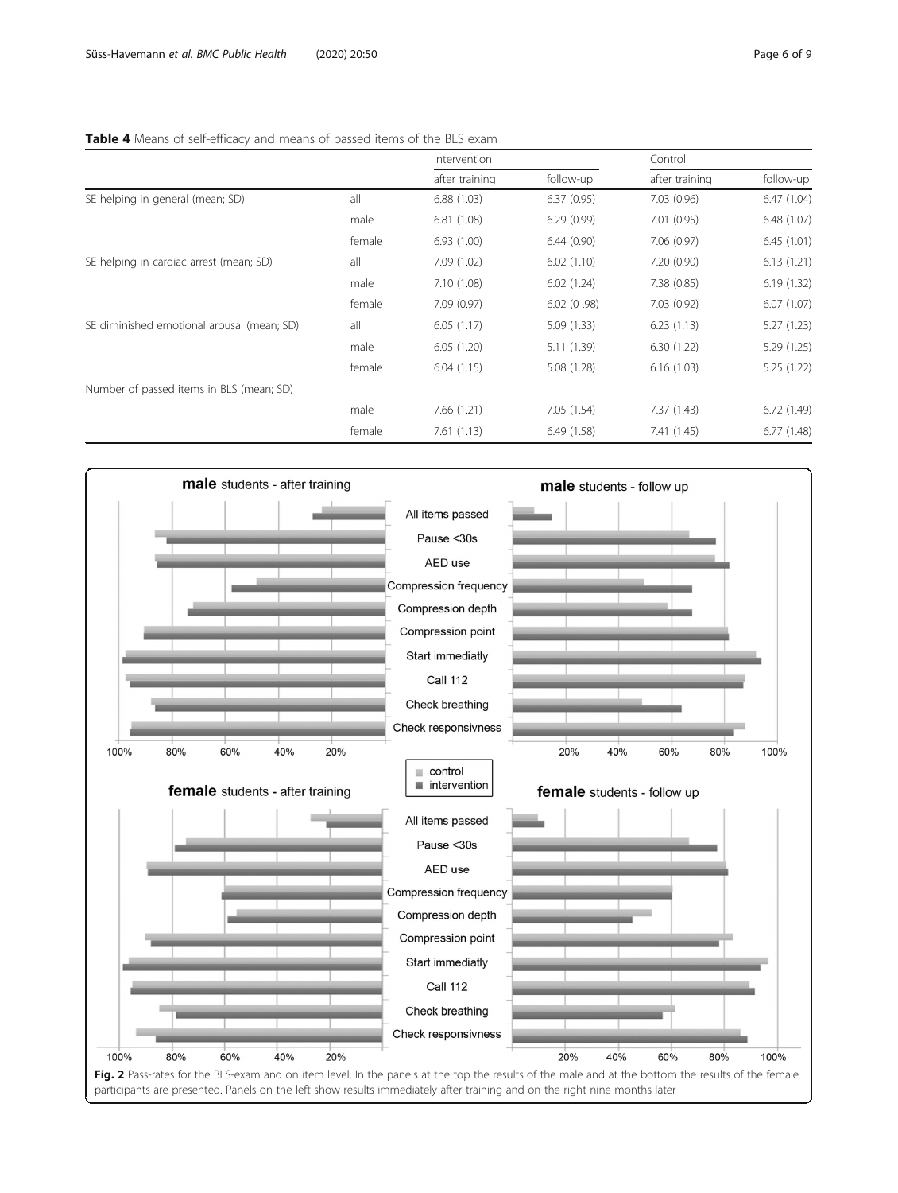**Table 4** Means of self-efficacy and means of passed items of the BLS exam

| | | Intervention | | Control | |
|---|---|---|---|---|---|
| | | after training | follow-up | after training | follow-up |
| SE helping in general (mean; SD) | all | 6.88 (1.03) | 6.37 (0.95) | 7.03 (0.96) | 6.47 (1.04) |
| | male | 6.81 (1.08) | 6.29 (0.99) | 7.01 (0.95) | 6.48 (1.07) |
| | female | 6.93 (1.00) | 6.44 (0.90) | 7.06 (0.97) | 6.45 (1.01) |
| SE helping in cardiac arrest (mean; SD) | all | 7.09 (1.02) | 6.02 (1.10) | 7.20 (0.90) | 6.13 (1.21) |
| | male | 7.10 (1.08) | 6.02 (1.24) | 7.38 (0.85) | 6.19 (1.32) |
| | female | 7.09 (0.97) | 6.02 (0 .98) | 7.03 (0.92) | 6.07 (1.07) |
| SE diminished emotional arousal (mean; SD) | all | 6.05 (1.17) | 5.09 (1.33) | 6.23 (1.13) | 5.27 (1.23) |
| | male | 6.05 (1.20) | 5.11 (1.39) | 6.30 (1.22) | 5.29 (1.25) |
| | female | 6.04 (1.15) | 5.08 (1.28) | 6.16 (1.03) | 5.25 (1.22) |
| Number of passed items in BLS (mean; SD) | | | | | |
| | male | 7.66 (1.21) | 7.05 (1.54) | 7.37 (1.43) | 6.72 (1.49) |
| | female | 7.61 (1.13) | 6.49 (1.58) | 7.41 (1.45) | 6.77 (1.48) |

**Fig. 2** Pass-rates for the BLS-exam and on item level. In the panels at the top the results of the male and at the bottom the results of the female participants are presented. Panels on the left show results immediately after training and on the right nine months later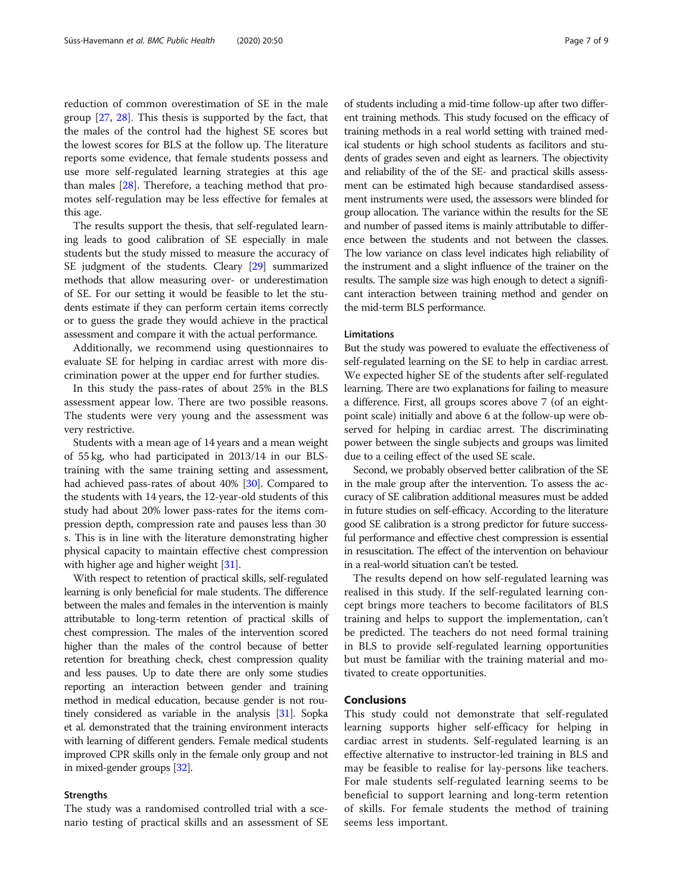reduction of common overestimation of SE in the male group [27, 28]. This thesis is supported by the fact, that the males of the control had the highest SE scores but the lowest scores for BLS at the follow up. The literature reports some evidence, that female students possess and use more self-regulated learning strategies at this age than males [28]. Therefore, a teaching method that promotes self-regulation may be less effective for females at this age.

The results support the thesis, that self-regulated learning leads to good calibration of SE especially in male students but the study missed to measure the accuracy of SE judgment of the students. Cleary [29] summarized methods that allow measuring over- or underestimation of SE. For our setting it would be feasible to let the students estimate if they can perform certain items correctly or to guess the grade they would achieve in the practical assessment and compare it with the actual performance.

Additionally, we recommend using questionnaires to evaluate SE for helping in cardiac arrest with more discrimination power at the upper end for further studies.

In this study the pass-rates of about 25% in the BLS assessment appear low. There are two possible reasons. The students were very young and the assessment was very restrictive.

Students with a mean age of 14 years and a mean weight of 55 kg, who had participated in 2013/14 in our BLS-training with the same training setting and assessment, had achieved pass-rates of about 40% [30]. Compared to the students with 14 years, the 12-year-old students of this study had about 20% lower pass-rates for the items compression depth, compression rate and pauses less than 30 s. This is in line with the literature demonstrating higher physical capacity to maintain effective chest compression with higher age and higher weight [31].

With respect to retention of practical skills, self-regulated learning is only beneficial for male students. The difference between the males and females in the intervention is mainly attributable to long-term retention of practical skills of chest compression. The males of the intervention scored higher than the males of the control because of better retention for breathing check, chest compression quality and less pauses. Up to date there are only some studies reporting an interaction between gender and training method in medical education, because gender is not routinely considered as variable in the analysis [31]. Sopka et al. demonstrated that the training environment interacts with learning of different genders. Female medical students improved CPR skills only in the female only group and not in mixed-gender groups [32].

### Strengths

The study was a randomised controlled trial with a scenario testing of practical skills and an assessment of SE of students including a mid-time follow-up after two different training methods. This study focused on the efficacy of training methods in a real world setting with trained medical students or high school students as facilitators and students of grades seven and eight as learners. The objectivity and reliability of the of the SE- and practical skills assessment can be estimated high because standardised assessment instruments were used, the assessors were blinded for group allocation. The variance within the results for the SE and number of passed items is mainly attributable to difference between the students and not between the classes. The low variance on class level indicates high reliability of the instrument and a slight influence of the trainer on the results. The sample size was high enough to detect a significant interaction between training method and gender on the mid-term BLS performance.

### Limitations

But the study was powered to evaluate the effectiveness of self-regulated learning on the SE to help in cardiac arrest. We expected higher SE of the students after self-regulated learning. There are two explanations for failing to measure a difference. First, all groups scores above 7 (of an eight-point scale) initially and above 6 at the follow-up were observed for helping in cardiac arrest. The discriminating power between the single subjects and groups was limited due to a ceiling effect of the used SE scale.

Second, we probably observed better calibration of the SE in the male group after the intervention. To assess the accuracy of SE calibration additional measures must be added in future studies on self-efficacy. According to the literature good SE calibration is a strong predictor for future successful performance and effective chest compression is essential in resuscitation. The effect of the intervention on behaviour in a real-world situation can't be tested.

The results depend on how self-regulated learning was realised in this study. If the self-regulated learning concept brings more teachers to become facilitators of BLS training and helps to support the implementation, can't be predicted. The teachers do not need formal training in BLS to provide self-regulated learning opportunities but must be familiar with the training material and motivated to create opportunities.

## Conclusions

This study could not demonstrate that self-regulated learning supports higher self-efficacy for helping in cardiac arrest in students. Self-regulated learning is an effective alternative to instructor-led training in BLS and may be feasible to realise for lay-persons like teachers. For male students self-regulated learning seems to be beneficial to support learning and long-term retention of skills. For female students the method of training seems less important.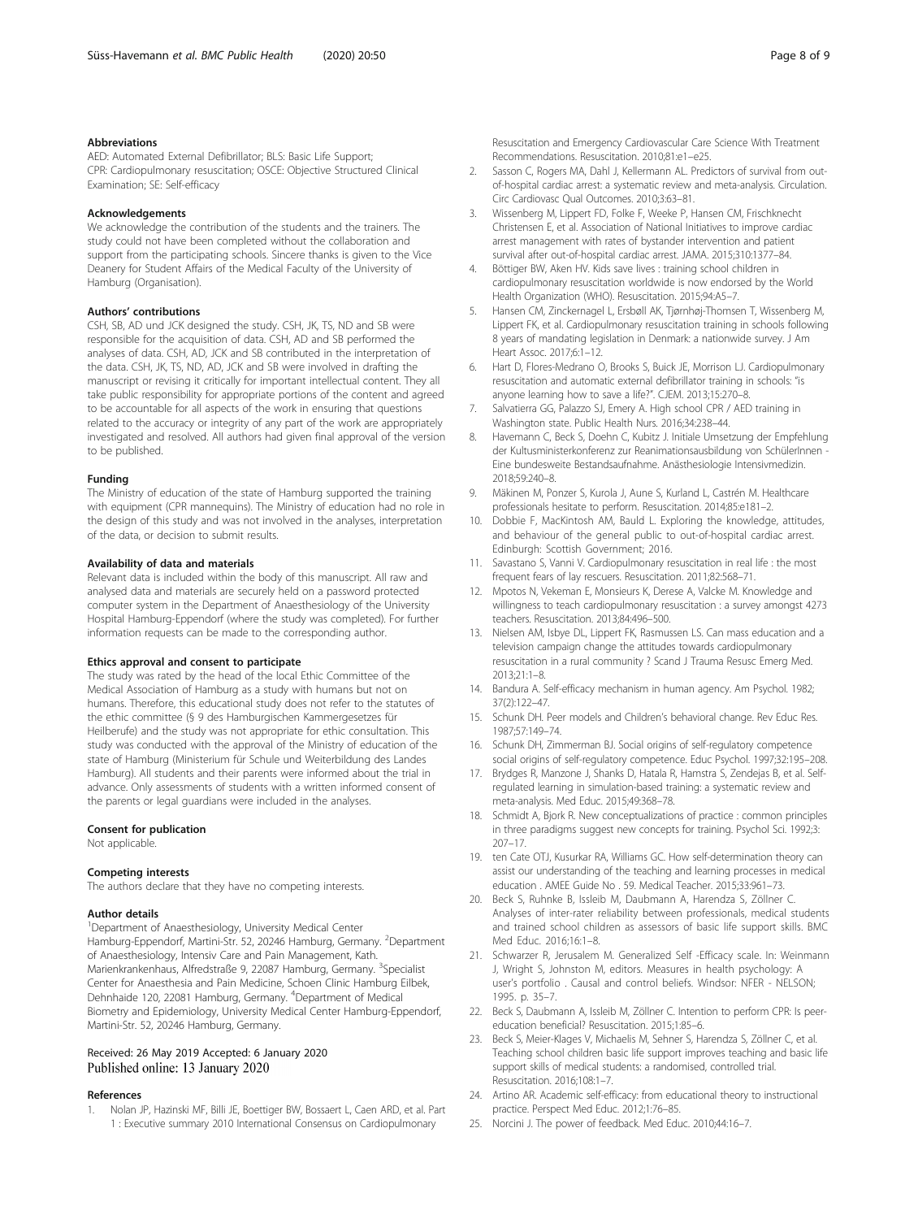### Abbreviations

AED: Automated External Defibrillator; BLS: Basic Life Support; CPR: Cardiopulmonary resuscitation; OSCE: Objective Structured Clinical Examination; SE: Self-efficacy

### Acknowledgements

We acknowledge the contribution of the students and the trainers. The study could not have been completed without the collaboration and support from the participating schools. Sincere thanks is given to the Vice Deanery for Student Affairs of the Medical Faculty of the University of Hamburg (Organisation).

### Authors' contributions

CSH, SB, AD und JCK designed the study. CSH, JK, TS, ND and SB were responsible for the acquisition of data. CSH, AD and SB performed the analyses of data. CSH, AD, JCK and SB contributed in the interpretation of the data. CSH, JK, TS, ND, AD, JCK and SB were involved in drafting the manuscript or revising it critically for important intellectual content. They all take public responsibility for appropriate portions of the content and agreed to be accountable for all aspects of the work in ensuring that questions related to the accuracy or integrity of any part of the work are appropriately investigated and resolved. All authors had given final approval of the version to be published.

### Funding

The Ministry of education of the state of Hamburg supported the training with equipment (CPR mannequins). The Ministry of education had no role in the design of this study and was not involved in the analyses, interpretation of the data, or decision to submit results.

### Availability of data and materials

Relevant data is included within the body of this manuscript. All raw and analysed data and materials are securely held on a password protected computer system in the Department of Anaesthesiology of the University Hospital Hamburg-Eppendorf (where the study was completed). For further information requests can be made to the corresponding author.

### Ethics approval and consent to participate

The study was rated by the head of the local Ethic Committee of the Medical Association of Hamburg as a study with humans but not on humans. Therefore, this educational study does not refer to the statutes of the ethic committee (§ 9 des Hamburgischen Kammergesetzes für Heilberufe) and the study was not appropriate for ethic consultation. This study was conducted with the approval of the Ministry of education of the state of Hamburg (Ministerium für Schule und Weiterbildung des Landes Hamburg). All students and their parents were informed about the trial in advance. Only assessments of students with a written informed consent of the parents or legal guardians were included in the analyses.

### Consent for publication

Not applicable.

### Competing interests

The authors declare that they have no competing interests.

### Author details

[1]Department of Anaesthesiology, University Medical Center Hamburg-Eppendorf, Martini-Str. 52, 20246 Hamburg, Germany. [2]Department of Anaesthesiology, Intensiv Care and Pain Management, Kath. Marienkrankenhaus, Alfredstraße 9, 22087 Hamburg, Germany. [3]Specialist Center for Anaesthesia and Pain Medicine, Schoen Clinic Hamburg Eilbek, Dehnhaide 120, 22081 Hamburg, Germany. [4]Department of Medical Biometry and Epidemiology, University Medical Center Hamburg-Eppendorf, Martini-Str. 52, 20246 Hamburg, Germany.

Received: 26 May 2019 Accepted: 6 January 2020
Published online: 13 January 2020

### References

1. Nolan JP, Hazinski MF, Billi JE, Boettiger BW, Bossaert L, Caen ARD, et al. Part 1 : Executive summary 2010 International Consensus on Cardiopulmonary Resuscitation and Emergency Cardiovascular Care Science With Treatment Recommendations. Resuscitation. 2010;81:e1–e25.
2. Sasson C, Rogers MA, Dahl J, Kellermann AL. Predictors of survival from out-of-hospital cardiac arrest: a systematic review and meta-analysis. Circulation. Circ Cardiovasc Qual Outcomes. 2010;3:63–81.
3. Wissenberg M, Lippert FD, Folke F, Weeke P, Hansen CM, Frischknecht Christensen E, et al. Association of National Initiatives to improve cardiac arrest management with rates of bystander intervention and patient survival after out-of-hospital cardiac arrest. JAMA. 2015;310:1377–84.
4. Böttiger BW, Aken HV. Kids save lives : training school children in cardiopulmonary resuscitation worldwide is now endorsed by the World Health Organization (WHO). Resuscitation. 2015;94:A5–7.
5. Hansen CM, Zinckernagel L, Ersbøll AK, Tjørnhøj-Thomsen T, Wissenberg M, Lippert FK, et al. Cardiopulmonary resuscitation training in schools following 8 years of mandating legislation in Denmark: a nationwide survey. J Am Heart Assoc. 2017;6:1–12.
6. Hart D, Flores-Medrano O, Brooks S, Buick JE, Morrison LJ. Cardiopulmonary resuscitation and automatic external defibrillator training in schools: "is anyone learning how to save a life?". CJEM. 2013;15:270–8.
7. Salvatierra GG, Palazzo SJ, Emery A. High school CPR / AED training in Washington state. Public Health Nurs. 2016;34:238–44.
8. Havemann C, Beck S, Doehn C, Kubitz J. Initiale Umsetzung der Empfehlung der Kultusministerkonferenz zur Reanimationsausbildung von SchülerInnen - Eine bundesweite Bestandsaufnahme. Anästhesiologie Intensivmedizin. 2018;59:240–8.
9. Mäkinen M, Ponzer S, Kurola J, Aune S, Kurland L, Castrén M. Healthcare professionals hesitate to perform. Resuscitation. 2014;85:e181–2.
10. Dobbie F, MacKintosh AM, Bauld L. Exploring the knowledge, attitudes, and behaviour of the general public to out-of-hospital cardiac arrest. Edinburgh: Scottish Government; 2016.
11. Savastano S, Vanni V. Cardiopulmonary resuscitation in real life : the most frequent fears of lay rescuers. Resuscitation. 2011;82:568–71.
12. Mpotos N, Vekeman E, Monsieurs K, Derese A, Valcke M. Knowledge and willingness to teach cardiopulmonary resuscitation : a survey amongst 4273 teachers. Resuscitation. 2013;84:496–500.
13. Nielsen AM, Isbye DL, Lippert FK, Rasmussen LS. Can mass education and a television campaign change the attitudes towards cardiopulmonary resuscitation in a rural community ? Scand J Trauma Resusc Emerg Med. 2013;21:1–8.
14. Bandura A. Self-efficacy mechanism in human agency. Am Psychol. 1982; 37(2):122–47.
15. Schunk DH. Peer models and Children's behavioral change. Rev Educ Res. 1987;57:149–74.
16. Schunk DH, Zimmerman BJ. Social origins of self-regulatory competence social origins of self-regulatory competence. Educ Psychol. 1997;32:195–208.
17. Brydges R, Manzone J, Shanks D, Hatala R, Hamstra S, Zendejas B, et al. Self-regulated learning in simulation-based training: a systematic review and meta-analysis. Med Educ. 2015;49:368–78.
18. Schmidt A, Bjork R. New conceptualizations of practice : common principles in three paradigms suggest new concepts for training. Psychol Sci. 1992;3: 207–17.
19. ten Cate OTJ, Kusurkar RA, Williams GC. How self-determination theory can assist our understanding of the teaching and learning processes in medical education . AMEE Guide No . 59. Medical Teacher. 2015;33:961–73.
20. Beck S, Ruhnke B, Issleib M, Daubmann A, Harendza S, Zöllner C. Analyses of inter-rater reliability between professionals, medical students and trained school children as assessors of basic life support skills. BMC Med Educ. 2016;16:1–8.
21. Schwarzer R, Jerusalem M. Generalized Self -Efficacy scale. In: Weinmann J, Wright S, Johnston M, editors. Measures in health psychology: A user's portfolio . Causal and control beliefs. Windsor: NFER - NELSON; 1995. p. 35–7.
22. Beck S, Daubmann A, Issleib M, Zöllner C. Intention to perform CPR: Is peer-education beneficial? Resuscitation. 2015;1:85–6.
23. Beck S, Meier-Klages V, Michaelis M, Sehner S, Harendza S, Zöllner C, et al. Teaching school children basic life support improves teaching and basic life support skills of medical students: a randomised, controlled trial. Resuscitation. 2016;108:1–7.
24. Artino AR. Academic self-efficacy: from educational theory to instructional practice. Perspect Med Educ. 2012;1:76–85.
25. Norcini J. The power of feedback. Med Educ. 2010;44:16–7.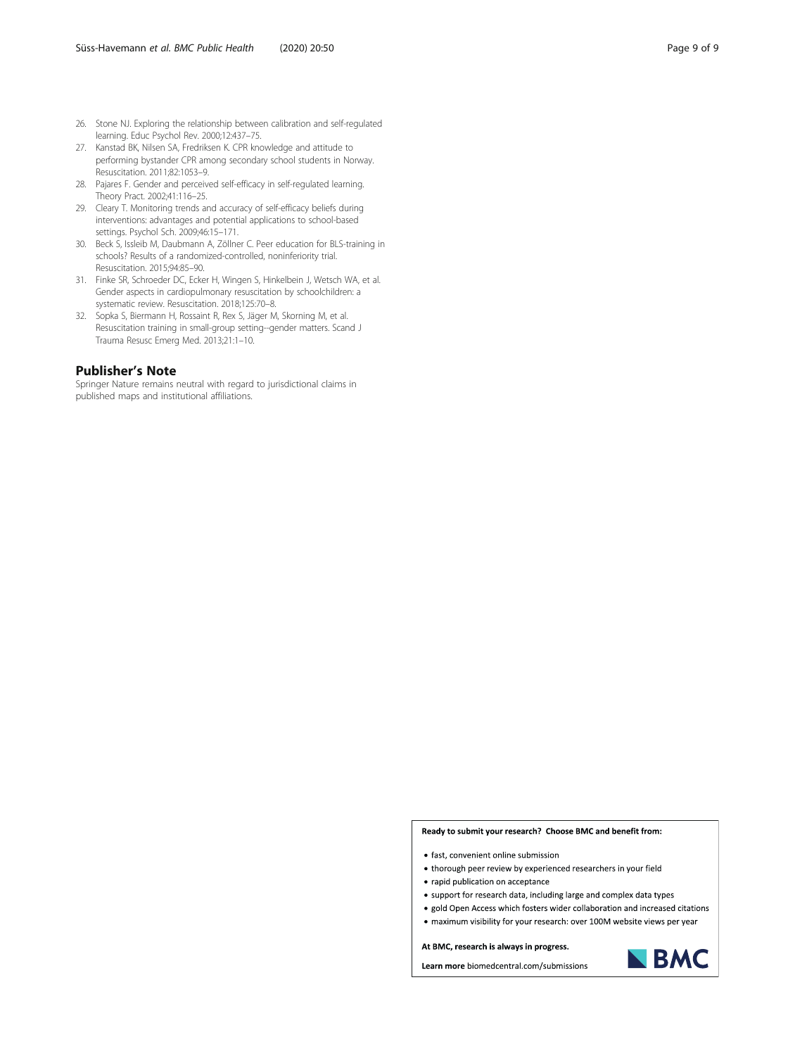26. Stone NJ. Exploring the relationship between calibration and self-regulated learning. Educ Psychol Rev. 2000;12:437–75.
27. Kanstad BK, Nilsen SA, Fredriksen K. CPR knowledge and attitude to performing bystander CPR among secondary school students in Norway. Resuscitation. 2011;82:1053–9.
28. Pajares F. Gender and perceived self-efficacy in self-regulated learning. Theory Pract. 2002;41:116–25.
29. Cleary T. Monitoring trends and accuracy of self-efficacy beliefs during interventions: advantages and potential applications to school-based settings. Psychol Sch. 2009;46:15–171.
30. Beck S, Issleib M, Daubmann A, Zöllner C. Peer education for BLS-training in schools? Results of a randomized-controlled, noninferiority trial. Resuscitation. 2015;94:85–90.
31. Finke SR, Schroeder DC, Ecker H, Wingen S, Hinkelbein J, Wetsch WA, et al. Gender aspects in cardiopulmonary resuscitation by schoolchildren: a systematic review. Resuscitation. 2018;125:70–8.
32. Sopka S, Biermann H, Rossaint R, Rex S, Jäger M, Skorning M, et al. Resuscitation training in small-group setting--gender matters. Scand J Trauma Resusc Emerg Med. 2013;21:1–10.

## Publisher's Note

Springer Nature remains neutral with regard to jurisdictional claims in published maps and institutional affiliations.

**Ready to submit your research? Choose BMC and benefit from:**

- fast, convenient online submission
- thorough peer review by experienced researchers in your field
- rapid publication on acceptance
- support for research data, including large and complex data types
- gold Open Access which fosters wider collaboration and increased citations
- maximum visibility for your research: over 100M website views per year

**At BMC, research is always in progress.**

**Learn more** biomedcentral.com/submissions

BMC